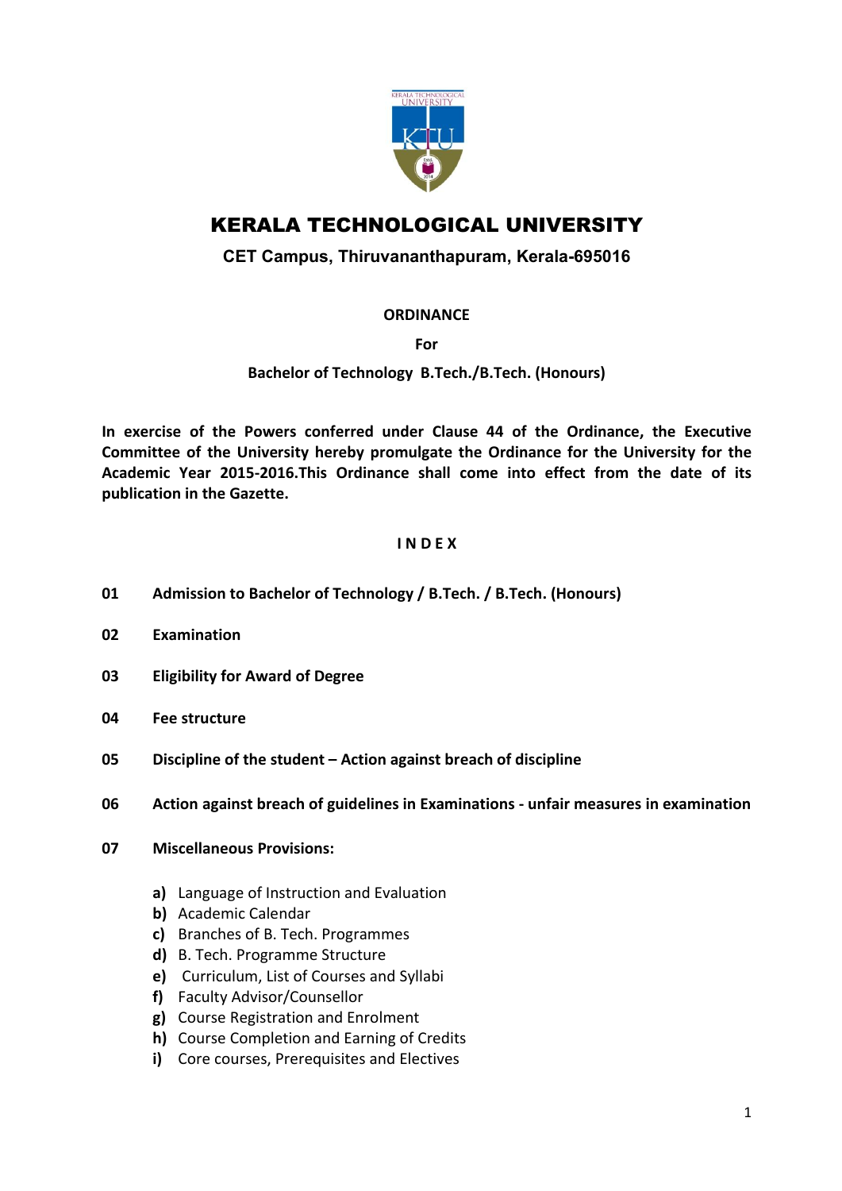# KERALA TECHNOLOGICAL UNIVERSITY

**CET Campus, Thiruvananthapuram, Kerala-695016**

**ORDINANCE**

**For**

**Bachelor of Technology B.Tech./B.Tech. (Honours)**

**In exercise of the Powers conferred under Clause 44 of the Ordinance, the Executive Committee of the University hereby promulgate the Ordinance for the University for the Academic Year 2015-2016.This Ordinance shall come into effect from the date of its publication in the Gazette.**

## I N D E X

**01** **Admission to Bachelor of Technology / B.Tech. / B.Tech. (Honours)**

**02** **Examination**

**03** **Eligibility for Award of Degree**

**04** **Fee structure**

**05** **Discipline of the student – Action against breach of discipline**

**06** **Action against breach of guidelines in Examinations - unfair measures in examination**

**07** **Miscellaneous Provisions:**

- **a)** Language of Instruction and Evaluation
- **b)** Academic Calendar
- **c)** Branches of B. Tech. Programmes
- **d)** B. Tech. Programme Structure
- **e)** Curriculum, List of Courses and Syllabi
- **f)** Faculty Advisor/Counsellor
- **g)** Course Registration and Enrolment
- **h)** Course Completion and Earning of Credits
- **i)** Core courses, Prerequisites and Electives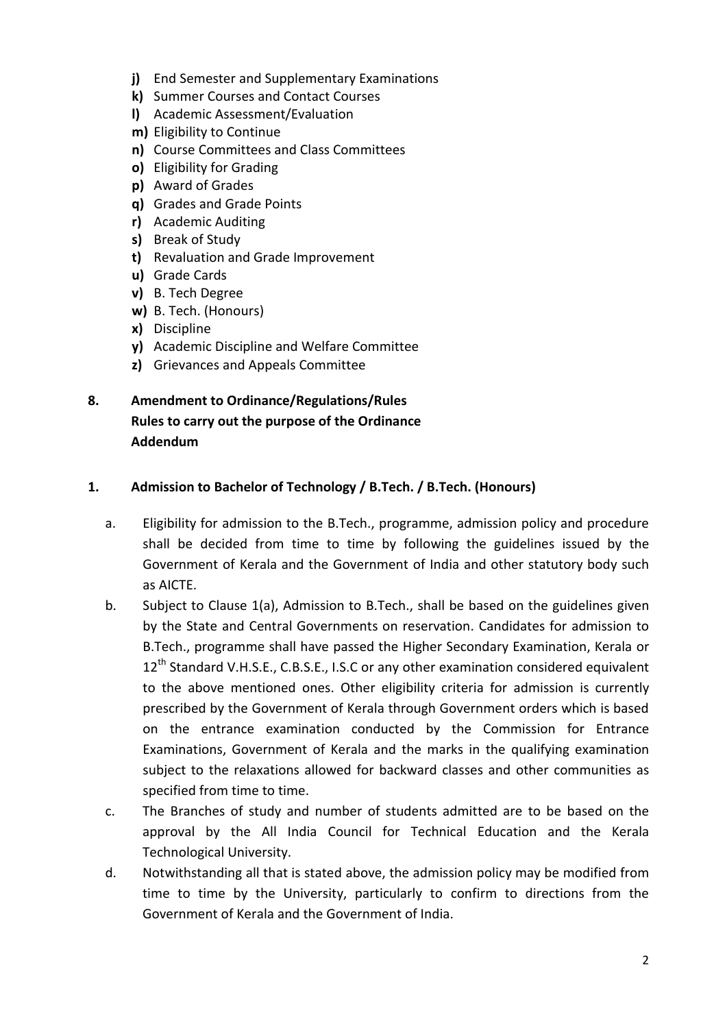- **j)** End Semester and Supplementary Examinations
- **k)** Summer Courses and Contact Courses
- **l)** Academic Assessment/Evaluation
- **m)** Eligibility to Continue
- **n)** Course Committees and Class Committees
- **o)** Eligibility for Grading
- **p)** Award of Grades
- **q)** Grades and Grade Points
- **r)** Academic Auditing
- **s)** Break of Study
- **t)** Revaluation and Grade Improvement
- **u)** Grade Cards
- **v)** B. Tech Degree
- **w)** B. Tech. (Honours)
- **x)** Discipline
- **y)** Academic Discipline and Welfare Committee
- **z)** Grievances and Appeals Committee

**8. Amendment to Ordinance/Regulations/Rules**
**Rules to carry out the purpose of the Ordinance**
**Addendum**

## 1. Admission to Bachelor of Technology / B.Tech. / B.Tech. (Honours)

a. Eligibility for admission to the B.Tech., programme, admission policy and procedure shall be decided from time to time by following the guidelines issued by the Government of Kerala and the Government of India and other statutory body such as AICTE.

b. Subject to Clause 1(a), Admission to B.Tech., shall be based on the guidelines given by the State and Central Governments on reservation. Candidates for admission to B.Tech., programme shall have passed the Higher Secondary Examination, Kerala or 12$^{th}$ Standard V.H.S.E., C.B.S.E., I.S.C or any other examination considered equivalent to the above mentioned ones. Other eligibility criteria for admission is currently prescribed by the Government of Kerala through Government orders which is based on the entrance examination conducted by the Commission for Entrance Examinations, Government of Kerala and the marks in the qualifying examination subject to the relaxations allowed for backward classes and other communities as specified from time to time.

c. The Branches of study and number of students admitted are to be based on the approval by the All India Council for Technical Education and the Kerala Technological University.

d. Notwithstanding all that is stated above, the admission policy may be modified from time to time by the University, particularly to confirm to directions from the Government of Kerala and the Government of India.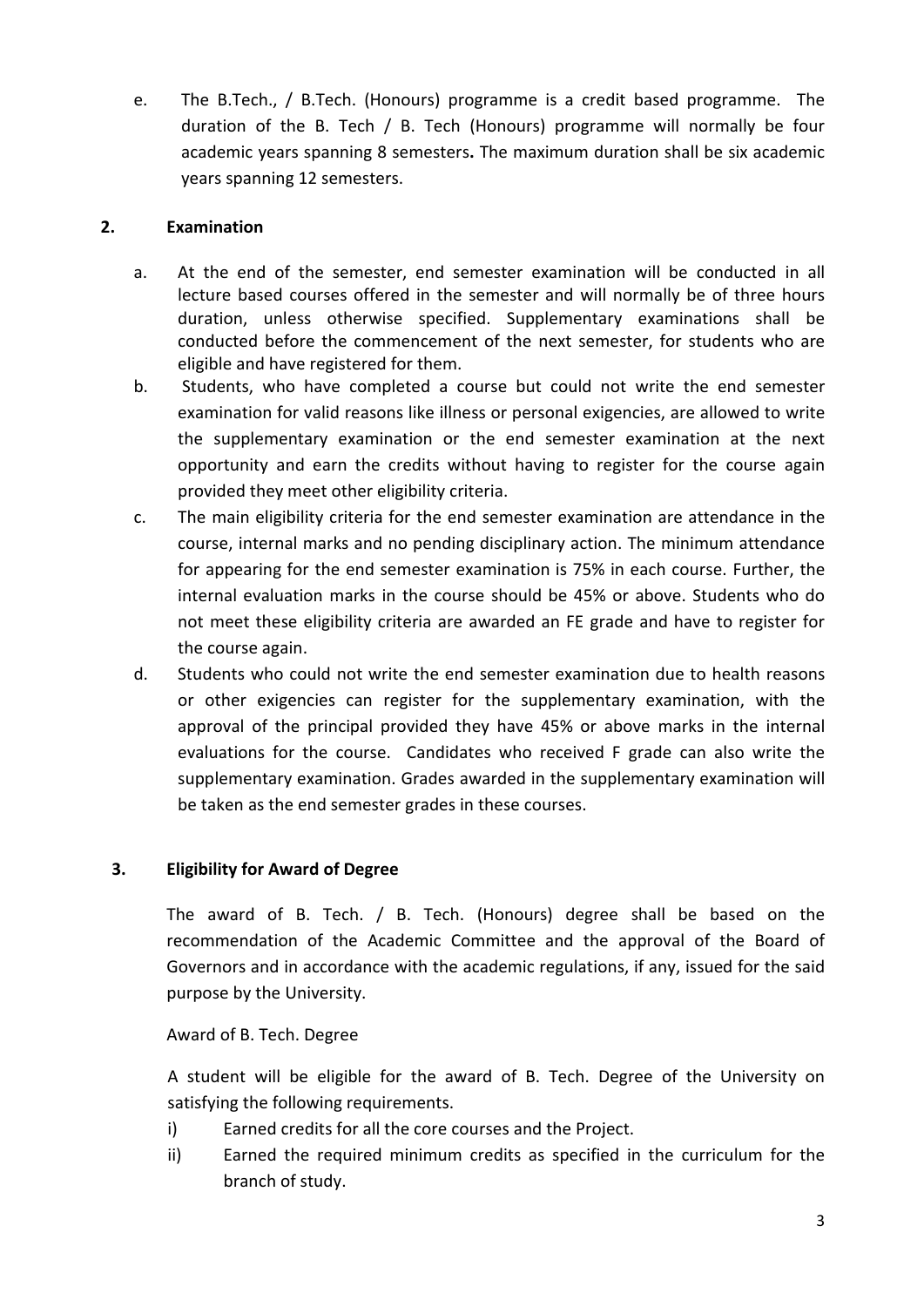e. The B.Tech., / B.Tech. (Honours) programme is a credit based programme. The duration of the B. Tech / B. Tech (Honours) programme will normally be four academic years spanning 8 semesters**.** The maximum duration shall be six academic years spanning 12 semesters.

## 2. Examination

a. At the end of the semester, end semester examination will be conducted in all lecture based courses offered in the semester and will normally be of three hours duration, unless otherwise specified. Supplementary examinations shall be conducted before the commencement of the next semester, for students who are eligible and have registered for them.

b. Students, who have completed a course but could not write the end semester examination for valid reasons like illness or personal exigencies, are allowed to write the supplementary examination or the end semester examination at the next opportunity and earn the credits without having to register for the course again provided they meet other eligibility criteria.

c. The main eligibility criteria for the end semester examination are attendance in the course, internal marks and no pending disciplinary action. The minimum attendance for appearing for the end semester examination is 75% in each course. Further, the internal evaluation marks in the course should be 45% or above. Students who do not meet these eligibility criteria are awarded an FE grade and have to register for the course again.

d. Students who could not write the end semester examination due to health reasons or other exigencies can register for the supplementary examination, with the approval of the principal provided they have 45% or above marks in the internal evaluations for the course. Candidates who received F grade can also write the supplementary examination. Grades awarded in the supplementary examination will be taken as the end semester grades in these courses.

## 3. Eligibility for Award of Degree

The award of B. Tech. / B. Tech. (Honours) degree shall be based on the recommendation of the Academic Committee and the approval of the Board of Governors and in accordance with the academic regulations, if any, issued for the said purpose by the University.

Award of B. Tech. Degree

A student will be eligible for the award of B. Tech. Degree of the University on satisfying the following requirements.

i) Earned credits for all the core courses and the Project.

ii) Earned the required minimum credits as specified in the curriculum for the branch of study.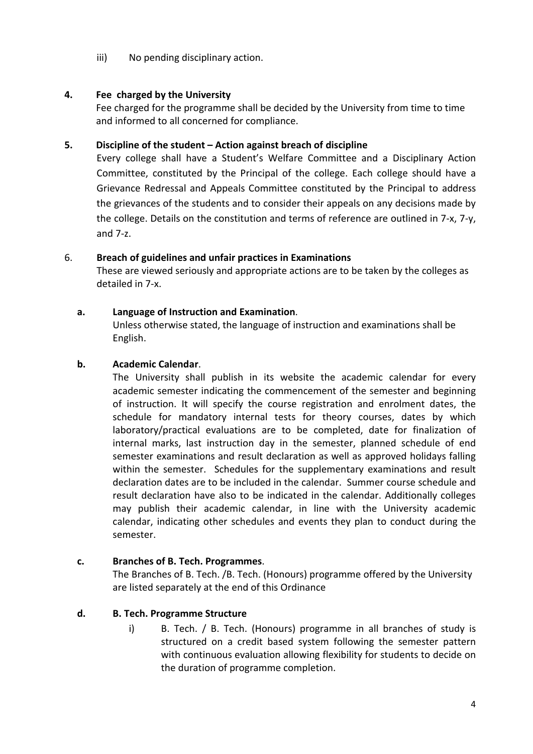iii) No pending disciplinary action.

**4. Fee charged by the University**

Fee charged for the programme shall be decided by the University from time to time and informed to all concerned for compliance.

**5. Discipline of the student – Action against breach of discipline**

Every college shall have a Student's Welfare Committee and a Disciplinary Action Committee, constituted by the Principal of the college. Each college should have a Grievance Redressal and Appeals Committee constituted by the Principal to address the grievances of the students and to consider their appeals on any decisions made by the college. Details on the constitution and terms of reference are outlined in 7-x, 7-y, and 7-z.

6. **Breach of guidelines and unfair practices in Examinations**

These are viewed seriously and appropriate actions are to be taken by the colleges as detailed in 7-x.

**a. Language of Instruction and Examination**.

Unless otherwise stated, the language of instruction and examinations shall be English.

**b. Academic Calendar**.

The University shall publish in its website the academic calendar for every academic semester indicating the commencement of the semester and beginning of instruction. It will specify the course registration and enrolment dates, the schedule for mandatory internal tests for theory courses, dates by which laboratory/practical evaluations are to be completed, date for finalization of internal marks, last instruction day in the semester, planned schedule of end semester examinations and result declaration as well as approved holidays falling within the semester. Schedules for the supplementary examinations and result declaration dates are to be included in the calendar. Summer course schedule and result declaration have also to be indicated in the calendar. Additionally colleges may publish their academic calendar, in line with the University academic calendar, indicating other schedules and events they plan to conduct during the semester.

**c. Branches of B. Tech. Programmes**.

The Branches of B. Tech. /B. Tech. (Honours) programme offered by the University are listed separately at the end of this Ordinance

**d. B. Tech. Programme Structure**

i) B. Tech. / B. Tech. (Honours) programme in all branches of study is structured on a credit based system following the semester pattern with continuous evaluation allowing flexibility for students to decide on the duration of programme completion.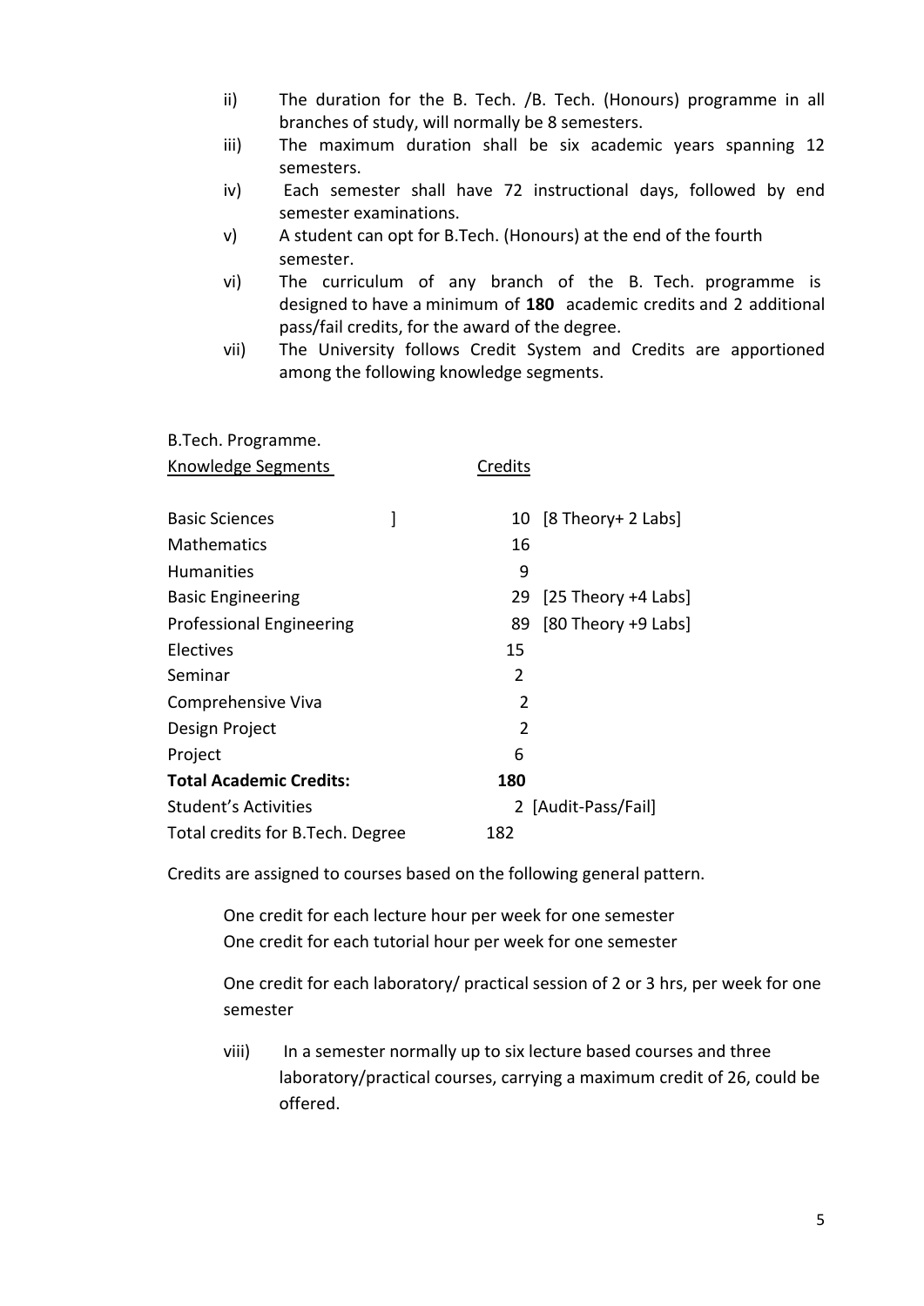ii) The duration for the B. Tech. /B. Tech. (Honours) programme in all branches of study, will normally be 8 semesters.

iii) The maximum duration shall be six academic years spanning 12 semesters.

iv) Each semester shall have 72 instructional days, followed by end semester examinations.

v) A student can opt for B.Tech. (Honours) at the end of the fourth semester.

vi) The curriculum of any branch of the B. Tech. programme is designed to have a minimum of **180** academic credits and 2 additional pass/fail credits, for the award of the degree.

vii) The University follows Credit System and Credits are apportioned among the following knowledge segments.

B.Tech. Programme.

| Knowledge Segments | Credits | |
|---|---|---|
| Basic Sciences ] | 10 | [8 Theory+ 2 Labs] |
| Mathematics | 16 | |
| Humanities | 9 | |
| Basic Engineering | 29 | [25 Theory +4 Labs] |
| Professional Engineering | 89 | [80 Theory +9 Labs] |
| Electives | 15 | |
| Seminar | 2 | |
| Comprehensive Viva | 2 | |
| Design Project | 2 | |
| Project | 6 | |
| **Total Academic Credits:** | **180** | |
| Student's Activities | 2 | [Audit-Pass/Fail] |
| Total credits for B.Tech. Degree | 182 | |

Credits are assigned to courses based on the following general pattern.

One credit for each lecture hour per week for one semester
One credit for each tutorial hour per week for one semester

One credit for each laboratory/ practical session of 2 or 3 hrs, per week for one semester

viii) In a semester normally up to six lecture based courses and three laboratory/practical courses, carrying a maximum credit of 26, could be offered.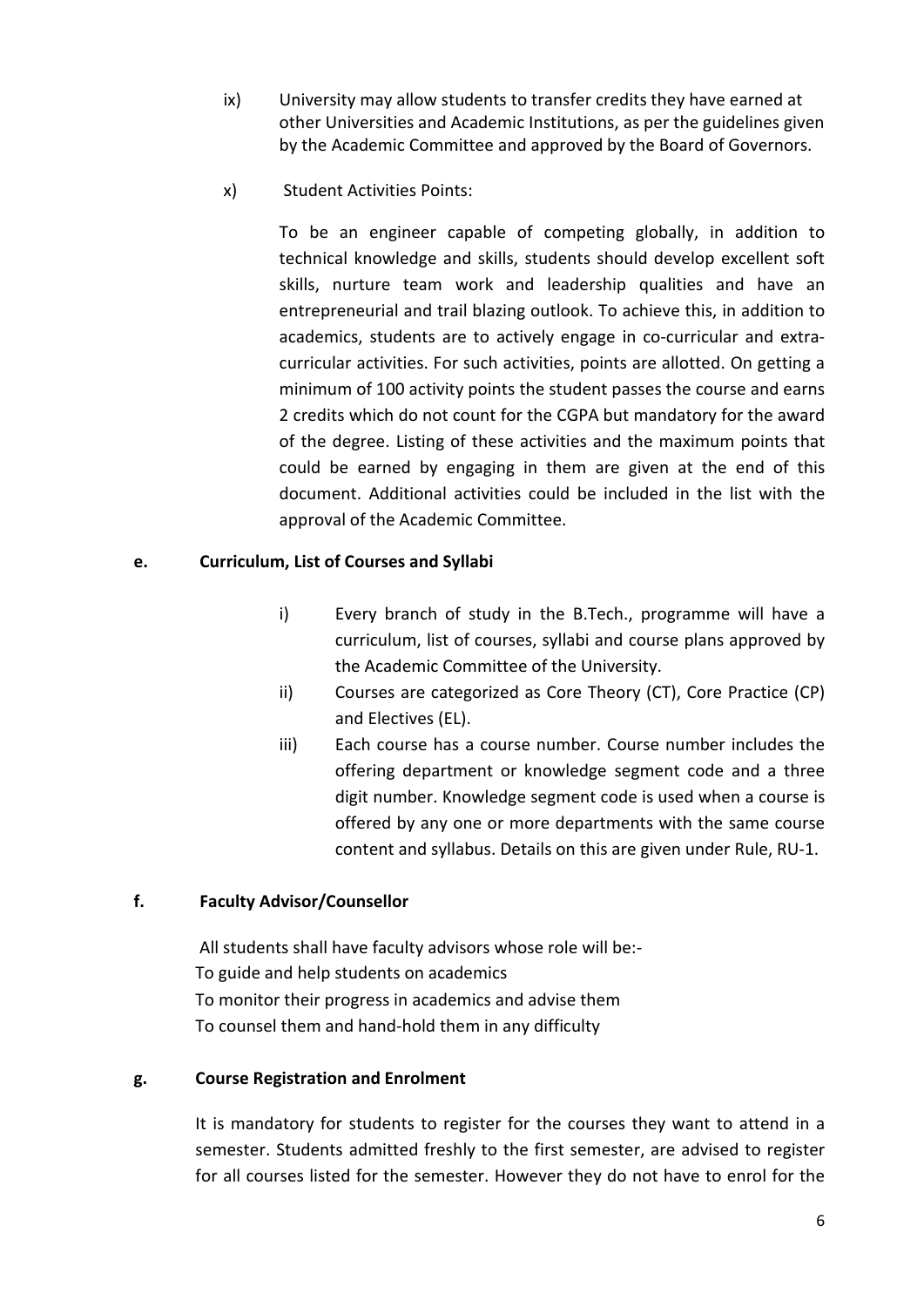ix) University may allow students to transfer credits they have earned at other Universities and Academic Institutions, as per the guidelines given by the Academic Committee and approved by the Board of Governors.

x) Student Activities Points:

To be an engineer capable of competing globally, in addition to technical knowledge and skills, students should develop excellent soft skills, nurture team work and leadership qualities and have an entrepreneurial and trail blazing outlook. To achieve this, in addition to academics, students are to actively engage in co-curricular and extra-curricular activities. For such activities, points are allotted. On getting a minimum of 100 activity points the student passes the course and earns 2 credits which do not count for the CGPA but mandatory for the award of the degree. Listing of these activities and the maximum points that could be earned by engaging in them are given at the end of this document. Additional activities could be included in the list with the approval of the Academic Committee.

**e. Curriculum, List of Courses and Syllabi**

i) Every branch of study in the B.Tech., programme will have a curriculum, list of courses, syllabi and course plans approved by the Academic Committee of the University.

ii) Courses are categorized as Core Theory (CT), Core Practice (CP) and Electives (EL).

iii) Each course has a course number. Course number includes the offering department or knowledge segment code and a three digit number. Knowledge segment code is used when a course is offered by any one or more departments with the same course content and syllabus. Details on this are given under Rule, RU-1.

**f. Faculty Advisor/Counsellor**

All students shall have faculty advisors whose role will be:-
To guide and help students on academics
To monitor their progress in academics and advise them
To counsel them and hand-hold them in any difficulty

**g. Course Registration and Enrolment**

It is mandatory for students to register for the courses they want to attend in a semester. Students admitted freshly to the first semester, are advised to register for all courses listed for the semester. However they do not have to enrol for the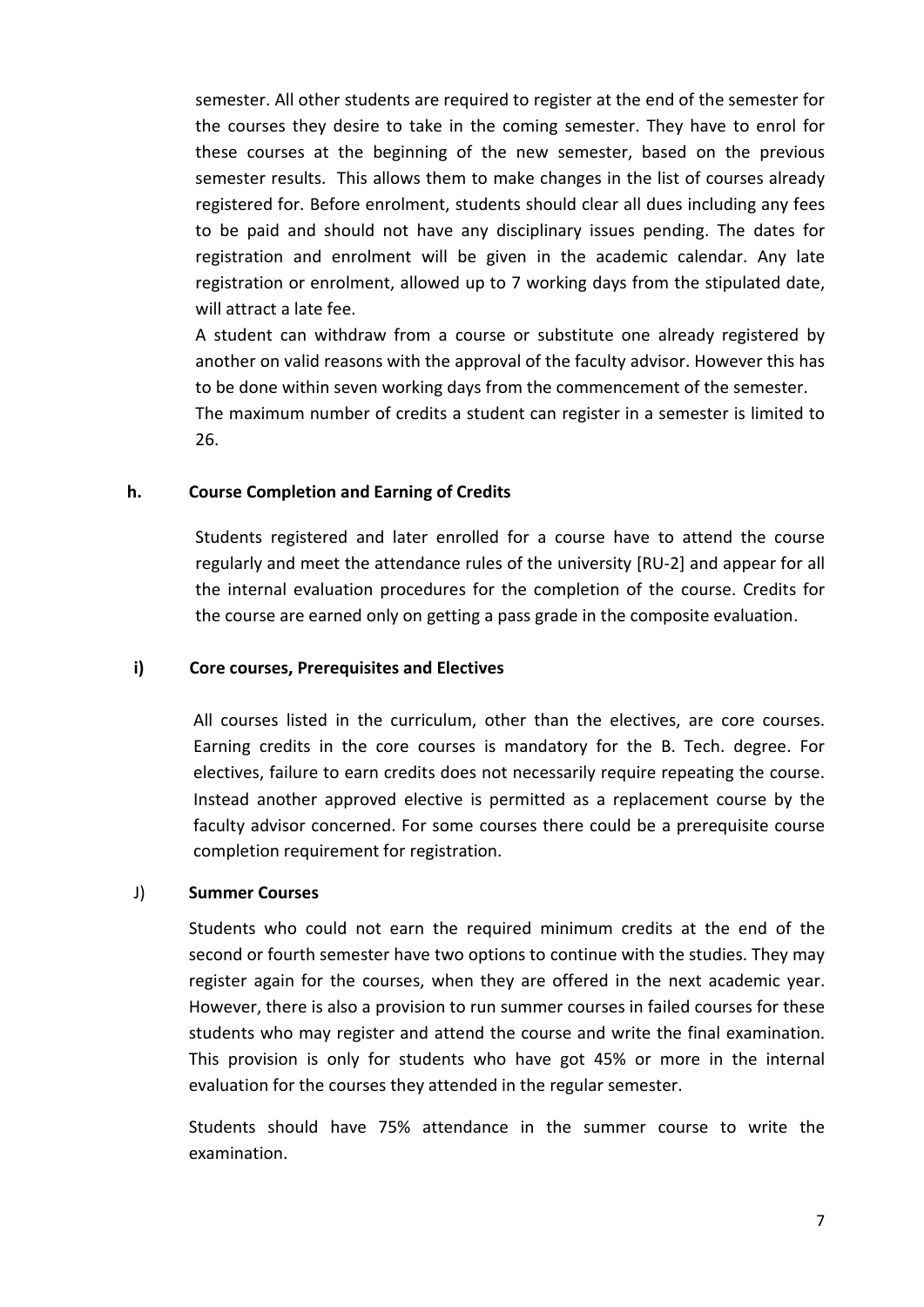semester. All other students are required to register at the end of the semester for the courses they desire to take in the coming semester. They have to enrol for these courses at the beginning of the new semester, based on the previous semester results. This allows them to make changes in the list of courses already registered for. Before enrolment, students should clear all dues including any fees to be paid and should not have any disciplinary issues pending. The dates for registration and enrolment will be given in the academic calendar. Any late registration or enrolment, allowed up to 7 working days from the stipulated date, will attract a late fee.

A student can withdraw from a course or substitute one already registered by another on valid reasons with the approval of the faculty advisor. However this has to be done within seven working days from the commencement of the semester.

The maximum number of credits a student can register in a semester is limited to 26.

### h. Course Completion and Earning of Credits

Students registered and later enrolled for a course have to attend the course regularly and meet the attendance rules of the university [RU-2] and appear for all the internal evaluation procedures for the completion of the course. Credits for the course are earned only on getting a pass grade in the composite evaluation.

### i) Core courses, Prerequisites and Electives

All courses listed in the curriculum, other than the electives, are core courses. Earning credits in the core courses is mandatory for the B. Tech. degree. For electives, failure to earn credits does not necessarily require repeating the course. Instead another approved elective is permitted as a replacement course by the faculty advisor concerned. For some courses there could be a prerequisite course completion requirement for registration.

### J) Summer Courses

Students who could not earn the required minimum credits at the end of the second or fourth semester have two options to continue with the studies. They may register again for the courses, when they are offered in the next academic year. However, there is also a provision to run summer courses in failed courses for these students who may register and attend the course and write the final examination. This provision is only for students who have got 45% or more in the internal evaluation for the courses they attended in the regular semester.

Students should have 75% attendance in the summer course to write the examination.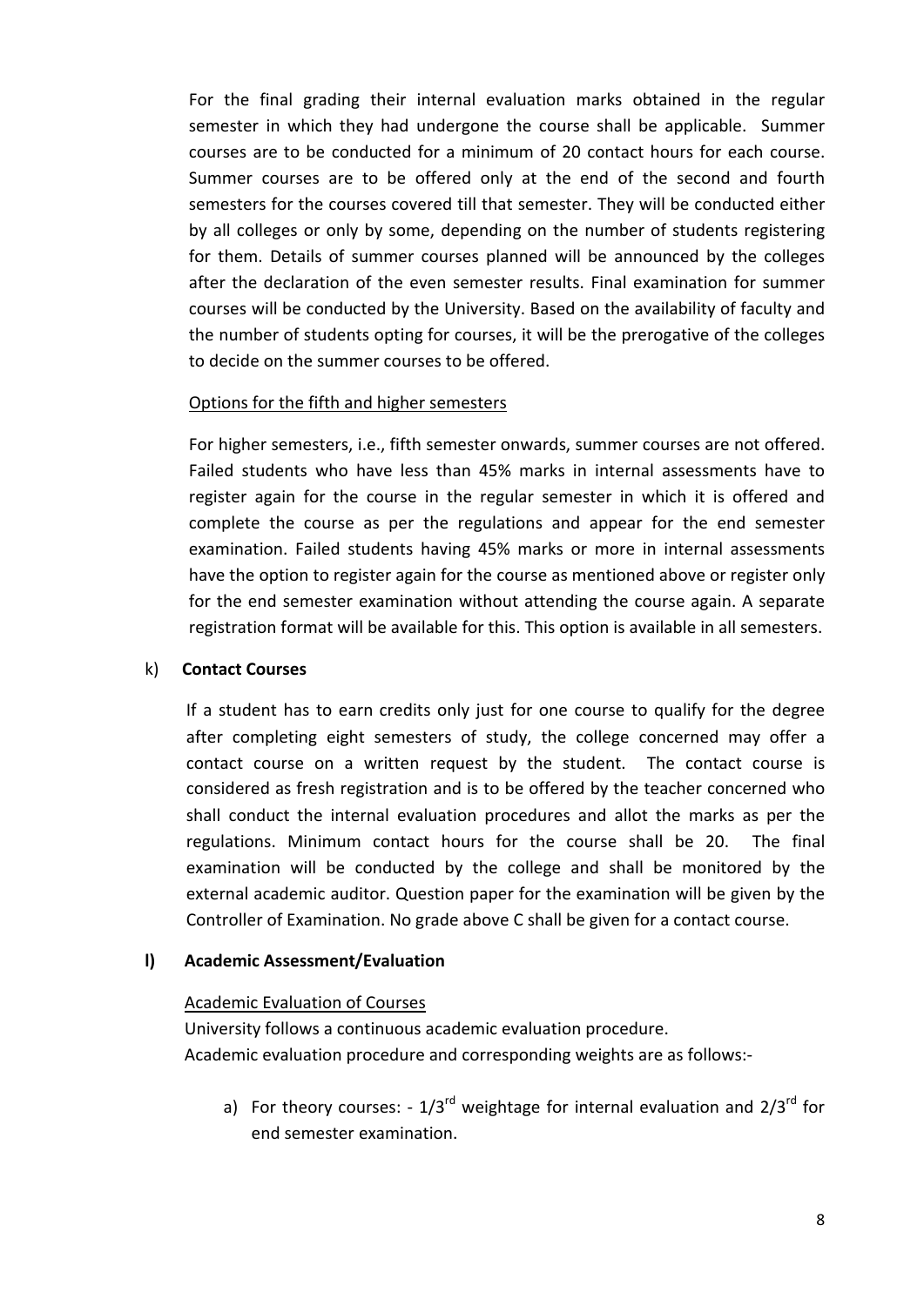For the final grading their internal evaluation marks obtained in the regular semester in which they had undergone the course shall be applicable. Summer courses are to be conducted for a minimum of 20 contact hours for each course. Summer courses are to be offered only at the end of the second and fourth semesters for the courses covered till that semester. They will be conducted either by all colleges or only by some, depending on the number of students registering for them. Details of summer courses planned will be announced by the colleges after the declaration of the even semester results. Final examination for summer courses will be conducted by the University. Based on the availability of faculty and the number of students opting for courses, it will be the prerogative of the colleges to decide on the summer courses to be offered.

<u>Options for the fifth and higher semesters</u>

For higher semesters, i.e., fifth semester onwards, summer courses are not offered. Failed students who have less than 45% marks in internal assessments have to register again for the course in the regular semester in which it is offered and complete the course as per the regulations and appear for the end semester examination. Failed students having 45% marks or more in internal assessments have the option to register again for the course as mentioned above or register only for the end semester examination without attending the course again. A separate registration format will be available for this. This option is available in all semesters.

k) **Contact Courses**

If a student has to earn credits only just for one course to qualify for the degree after completing eight semesters of study, the college concerned may offer a contact course on a written request by the student. The contact course is considered as fresh registration and is to be offered by the teacher concerned who shall conduct the internal evaluation procedures and allot the marks as per the regulations. Minimum contact hours for the course shall be 20. The final examination will be conducted by the college and shall be monitored by the external academic auditor. Question paper for the examination will be given by the Controller of Examination. No grade above C shall be given for a contact course.

**l) Academic Assessment/Evaluation**

<u>Academic Evaluation of Courses</u>

University follows a continuous academic evaluation procedure.
Academic evaluation procedure and corresponding weights are as follows:-

a) For theory courses: - 1/3rd weightage for internal evaluation and 2/3rd for end semester examination.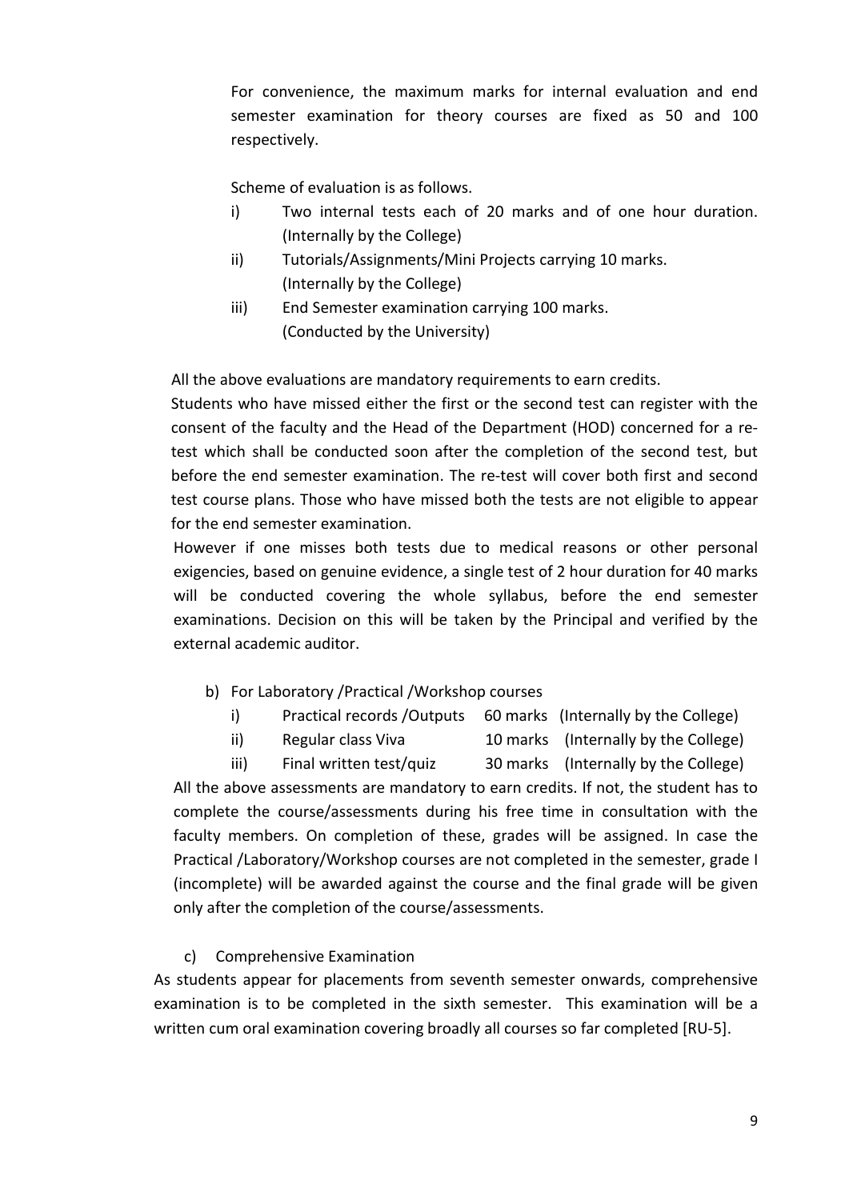For convenience, the maximum marks for internal evaluation and end semester examination for theory courses are fixed as 50 and 100 respectively.

Scheme of evaluation is as follows.

i) Two internal tests each of 20 marks and of one hour duration. (Internally by the College)

ii) Tutorials/Assignments/Mini Projects carrying 10 marks. (Internally by the College)

iii) End Semester examination carrying 100 marks. (Conducted by the University)

All the above evaluations are mandatory requirements to earn credits.

Students who have missed either the first or the second test can register with the consent of the faculty and the Head of the Department (HOD) concerned for a re-test which shall be conducted soon after the completion of the second test, but before the end semester examination. The re-test will cover both first and second test course plans. Those who have missed both the tests are not eligible to appear for the end semester examination.

However if one misses both tests due to medical reasons or other personal exigencies, based on genuine evidence, a single test of 2 hour duration for 40 marks will be conducted covering the whole syllabus, before the end semester examinations. Decision on this will be taken by the Principal and verified by the external academic auditor.

b) For Laboratory /Practical /Workshop courses

| | | | |
|---|---|---|---|
| i) | Practical records /Outputs | 60 marks | (Internally by the College) |
| ii) | Regular class Viva | 10 marks | (Internally by the College) |
| iii) | Final written test/quiz | 30 marks | (Internally by the College) |

All the above assessments are mandatory to earn credits. If not, the student has to complete the course/assessments during his free time in consultation with the faculty members. On completion of these, grades will be assigned. In case the Practical /Laboratory/Workshop courses are not completed in the semester, grade I (incomplete) will be awarded against the course and the final grade will be given only after the completion of the course/assessments.

c) Comprehensive Examination

As students appear for placements from seventh semester onwards, comprehensive examination is to be completed in the sixth semester. This examination will be a written cum oral examination covering broadly all courses so far completed [RU-5].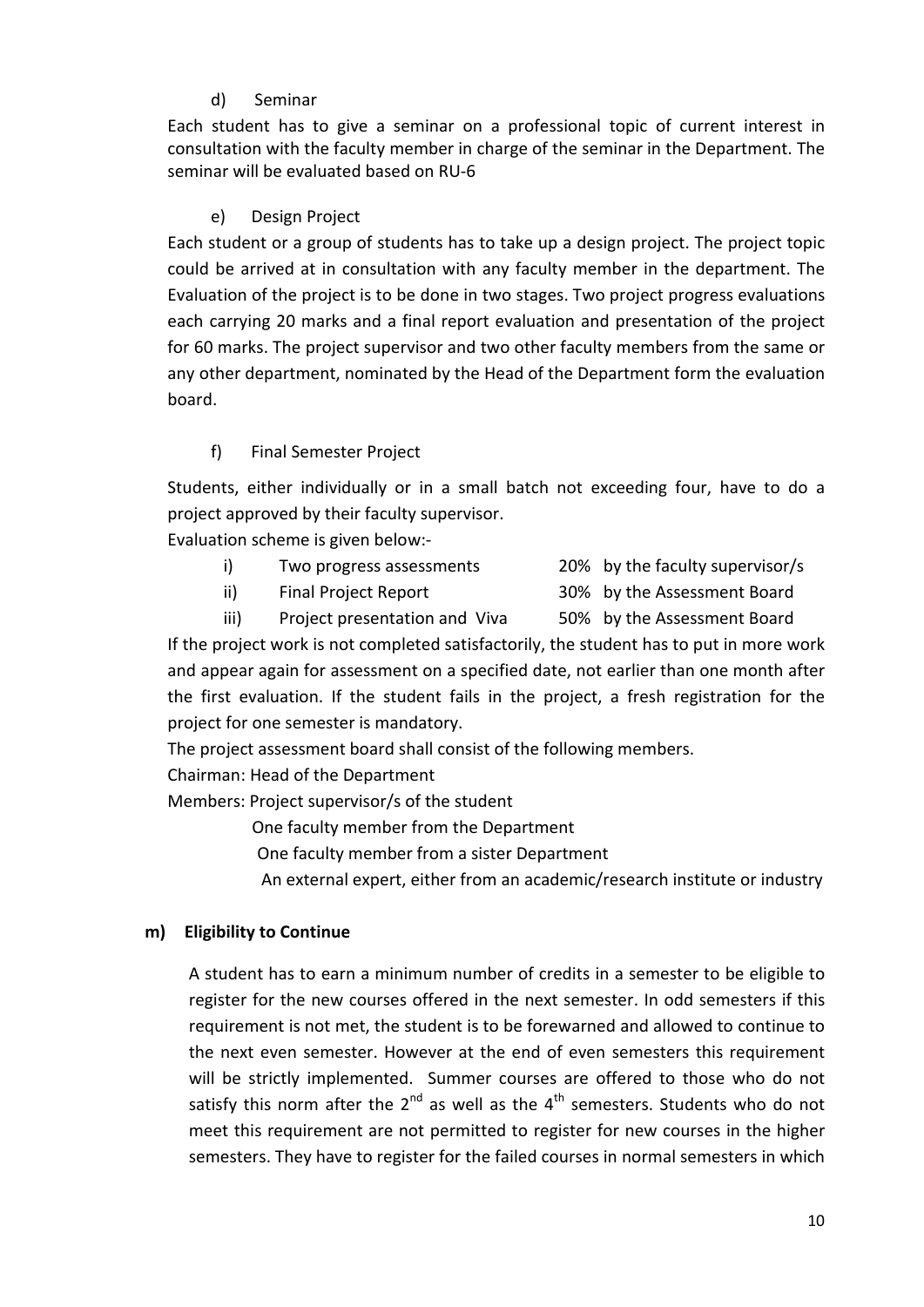d) Seminar

Each student has to give a seminar on a professional topic of current interest in consultation with the faculty member in charge of the seminar in the Department. The seminar will be evaluated based on RU-6

e) Design Project

Each student or a group of students has to take up a design project. The project topic could be arrived at in consultation with any faculty member in the department. The Evaluation of the project is to be done in two stages. Two project progress evaluations each carrying 20 marks and a final report evaluation and presentation of the project for 60 marks. The project supervisor and two other faculty members from the same or any other department, nominated by the Head of the Department form the evaluation board.

f) Final Semester Project

Students, either individually or in a small batch not exceeding four, have to do a project approved by their faculty supervisor.

Evaluation scheme is given below:-

| | | | |
|---|---|---|---|
| i) | Two progress assessments | 20% | by the faculty supervisor/s |
| ii) | Final Project Report | 30% | by the Assessment Board |
| iii) | Project presentation and Viva | 50% | by the Assessment Board |

If the project work is not completed satisfactorily, the student has to put in more work and appear again for assessment on a specified date, not earlier than one month after the first evaluation. If the student fails in the project, a fresh registration for the project for one semester is mandatory.

The project assessment board shall consist of the following members.

Chairman: Head of the Department

Members: Project supervisor/s of the student

One faculty member from the Department

One faculty member from a sister Department

An external expert, either from an academic/research institute or industry

**m) Eligibility to Continue**

A student has to earn a minimum number of credits in a semester to be eligible to register for the new courses offered in the next semester. In odd semesters if this requirement is not met, the student is to be forewarned and allowed to continue to the next even semester. However at the end of even semesters this requirement will be strictly implemented. Summer courses are offered to those who do not satisfy this norm after the 2nd as well as the 4th semesters. Students who do not meet this requirement are not permitted to register for new courses in the higher semesters. They have to register for the failed courses in normal semesters in which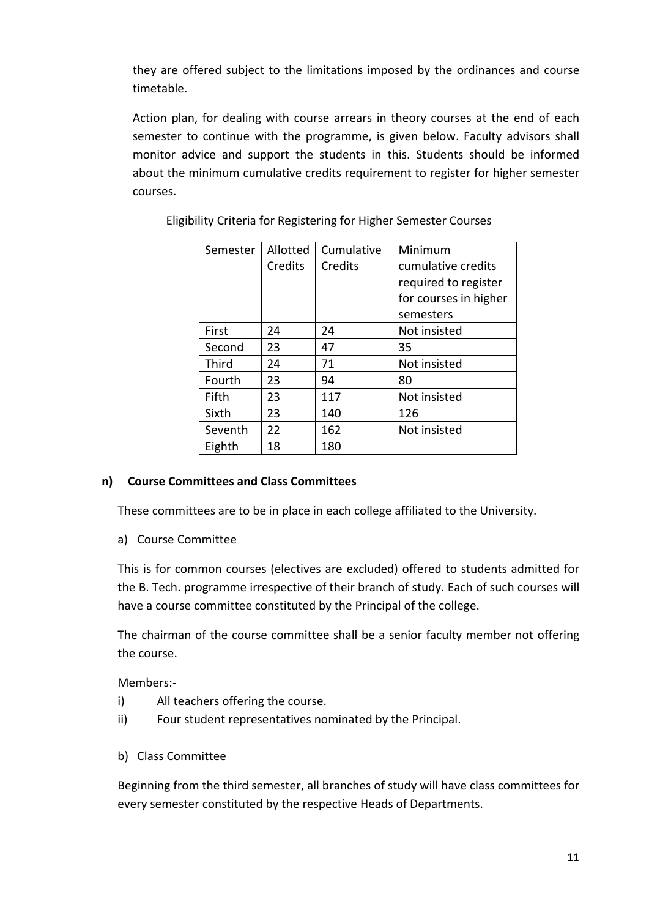they are offered subject to the limitations imposed by the ordinances and course timetable.

Action plan, for dealing with course arrears in theory courses at the end of each semester to continue with the programme, is given below. Faculty advisors shall monitor advice and support the students in this. Students should be informed about the minimum cumulative credits requirement to register for higher semester courses.

Eligibility Criteria for Registering for Higher Semester Courses

| Semester | Allotted Credits | Cumulative Credits | Minimum cumulative credits required to register for courses in higher semesters |
|---|---|---|---|
| First | 24 | 24 | Not insisted |
| Second | 23 | 47 | 35 |
| Third | 24 | 71 | Not insisted |
| Fourth | 23 | 94 | 80 |
| Fifth | 23 | 117 | Not insisted |
| Sixth | 23 | 140 | 126 |
| Seventh | 22 | 162 | Not insisted |
| Eighth | 18 | 180 | |

**n) Course Committees and Class Committees**

These committees are to be in place in each college affiliated to the University.

a) Course Committee

This is for common courses (electives are excluded) offered to students admitted for the B. Tech. programme irrespective of their branch of study. Each of such courses will have a course committee constituted by the Principal of the college.

The chairman of the course committee shall be a senior faculty member not offering the course.

Members:-

i) All teachers offering the course.

ii) Four student representatives nominated by the Principal.

b) Class Committee

Beginning from the third semester, all branches of study will have class committees for every semester constituted by the respective Heads of Departments.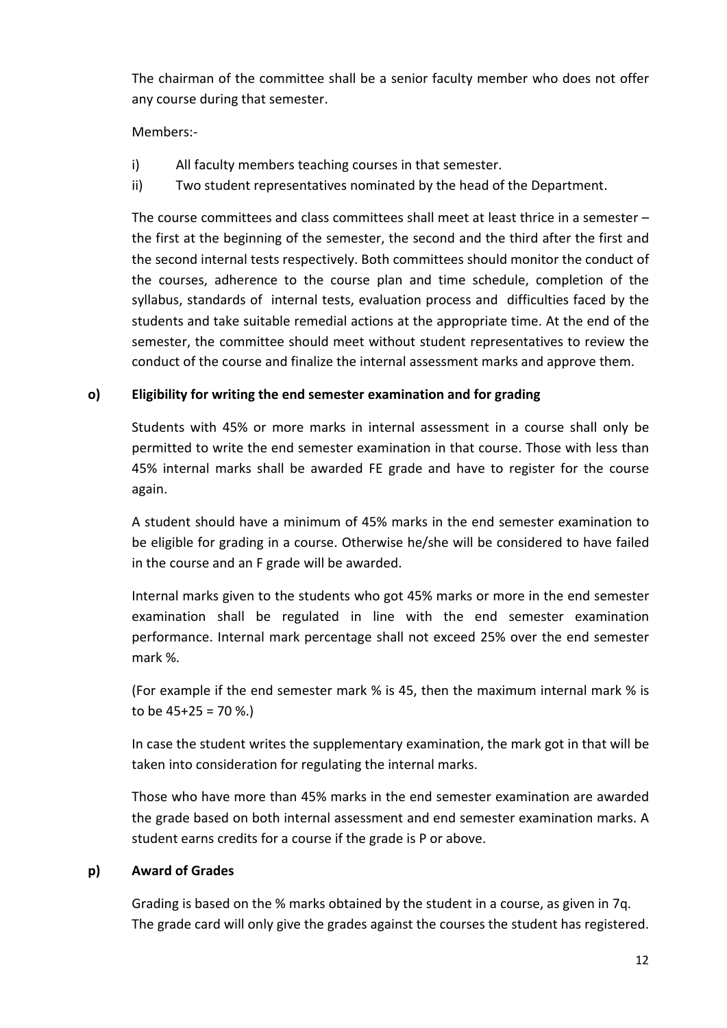The chairman of the committee shall be a senior faculty member who does not offer any course during that semester.

Members:-

i) All faculty members teaching courses in that semester.
ii) Two student representatives nominated by the head of the Department.

The course committees and class committees shall meet at least thrice in a semester – the first at the beginning of the semester, the second and the third after the first and the second internal tests respectively. Both committees should monitor the conduct of the courses, adherence to the course plan and time schedule, completion of the syllabus, standards of internal tests, evaluation process and difficulties faced by the students and take suitable remedial actions at the appropriate time. At the end of the semester, the committee should meet without student representatives to review the conduct of the course and finalize the internal assessment marks and approve them.

**o) Eligibility for writing the end semester examination and for grading**

Students with 45% or more marks in internal assessment in a course shall only be permitted to write the end semester examination in that course. Those with less than 45% internal marks shall be awarded FE grade and have to register for the course again.

A student should have a minimum of 45% marks in the end semester examination to be eligible for grading in a course. Otherwise he/she will be considered to have failed in the course and an F grade will be awarded.

Internal marks given to the students who got 45% marks or more in the end semester examination shall be regulated in line with the end semester examination performance. Internal mark percentage shall not exceed 25% over the end semester mark %.

(For example if the end semester mark % is 45, then the maximum internal mark % is to be 45+25 = 70 %.)

In case the student writes the supplementary examination, the mark got in that will be taken into consideration for regulating the internal marks.

Those who have more than 45% marks in the end semester examination are awarded the grade based on both internal assessment and end semester examination marks. A student earns credits for a course if the grade is P or above.

**p) Award of Grades**

Grading is based on the % marks obtained by the student in a course, as given in 7q. The grade card will only give the grades against the courses the student has registered.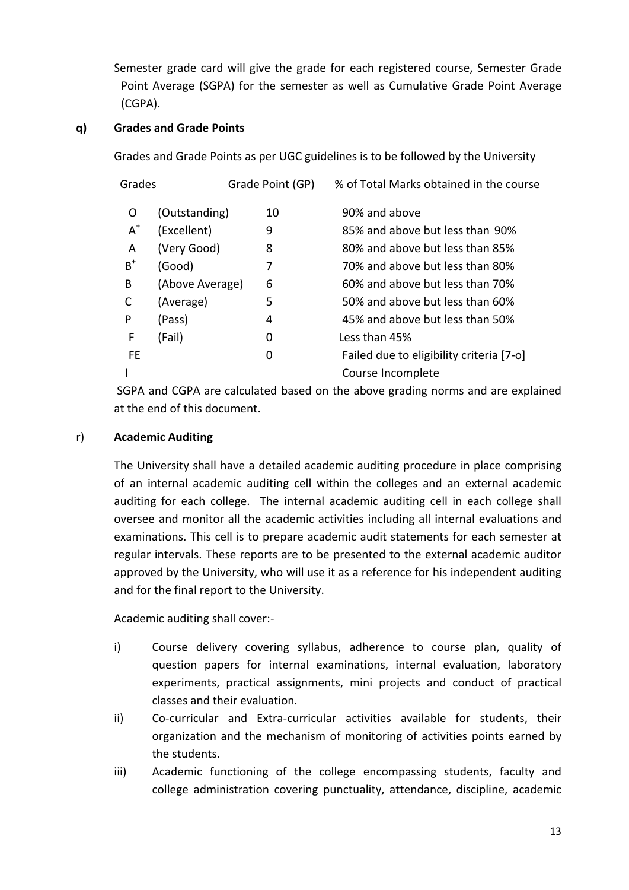Semester grade card will give the grade for each registered course, Semester Grade Point Average (SGPA) for the semester as well as Cumulative Grade Point Average (CGPA).

**q) Grades and Grade Points**

Grades and Grade Points as per UGC guidelines is to be followed by the University

| Grades | | Grade Point (GP) | % of Total Marks obtained in the course |
|---|---|---|---|
| O | (Outstanding) | 10 | 90% and above |
| $A^+$ | (Excellent) | 9 | 85% and above but less than 90% |
| A | (Very Good) | 8 | 80% and above but less than 85% |
| $B^+$ | (Good) | 7 | 70% and above but less than 80% |
| B | (Above Average) | 6 | 60% and above but less than 70% |
| C | (Average) | 5 | 50% and above but less than 60% |
| P | (Pass) | 4 | 45% and above but less than 50% |
| F | (Fail) | 0 | Less than 45% |
| FE | | 0 | Failed due to eligibility criteria [7-o] |
| I | | | Course Incomplete |

SGPA and CGPA are calculated based on the above grading norms and are explained at the end of this document.

**r) Academic Auditing**

The University shall have a detailed academic auditing procedure in place comprising of an internal academic auditing cell within the colleges and an external academic auditing for each college. The internal academic auditing cell in each college shall oversee and monitor all the academic activities including all internal evaluations and examinations. This cell is to prepare academic audit statements for each semester at regular intervals. These reports are to be presented to the external academic auditor approved by the University, who will use it as a reference for his independent auditing and for the final report to the University.

Academic auditing shall cover:-

i) Course delivery covering syllabus, adherence to course plan, quality of question papers for internal examinations, internal evaluation, laboratory experiments, practical assignments, mini projects and conduct of practical classes and their evaluation.

ii) Co-curricular and Extra-curricular activities available for students, their organization and the mechanism of monitoring of activities points earned by the students.

iii) Academic functioning of the college encompassing students, faculty and college administration covering punctuality, attendance, discipline, academic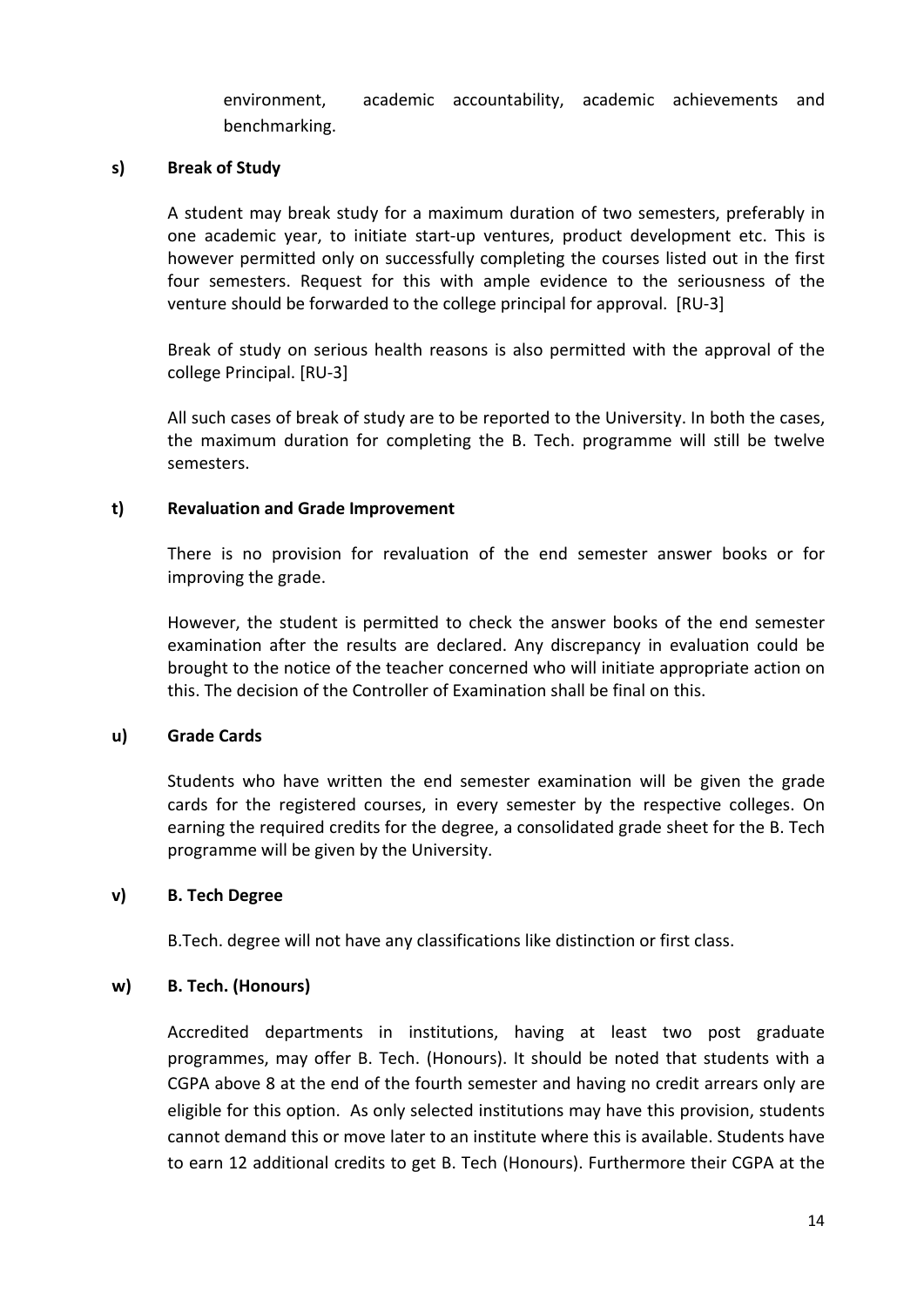environment, academic accountability, academic achievements and benchmarking.

**s) Break of Study**

A student may break study for a maximum duration of two semesters, preferably in one academic year, to initiate start-up ventures, product development etc. This is however permitted only on successfully completing the courses listed out in the first four semesters. Request for this with ample evidence to the seriousness of the venture should be forwarded to the college principal for approval. [RU-3]

Break of study on serious health reasons is also permitted with the approval of the college Principal. [RU-3]

All such cases of break of study are to be reported to the University. In both the cases, the maximum duration for completing the B. Tech. programme will still be twelve semesters.

**t) Revaluation and Grade Improvement**

There is no provision for revaluation of the end semester answer books or for improving the grade.

However, the student is permitted to check the answer books of the end semester examination after the results are declared. Any discrepancy in evaluation could be brought to the notice of the teacher concerned who will initiate appropriate action on this. The decision of the Controller of Examination shall be final on this.

**u) Grade Cards**

Students who have written the end semester examination will be given the grade cards for the registered courses, in every semester by the respective colleges. On earning the required credits for the degree, a consolidated grade sheet for the B. Tech programme will be given by the University.

**v) B. Tech Degree**

B.Tech. degree will not have any classifications like distinction or first class.

**w) B. Tech. (Honours)**

Accredited departments in institutions, having at least two post graduate programmes, may offer B. Tech. (Honours). It should be noted that students with a CGPA above 8 at the end of the fourth semester and having no credit arrears only are eligible for this option. As only selected institutions may have this provision, students cannot demand this or move later to an institute where this is available. Students have to earn 12 additional credits to get B. Tech (Honours). Furthermore their CGPA at the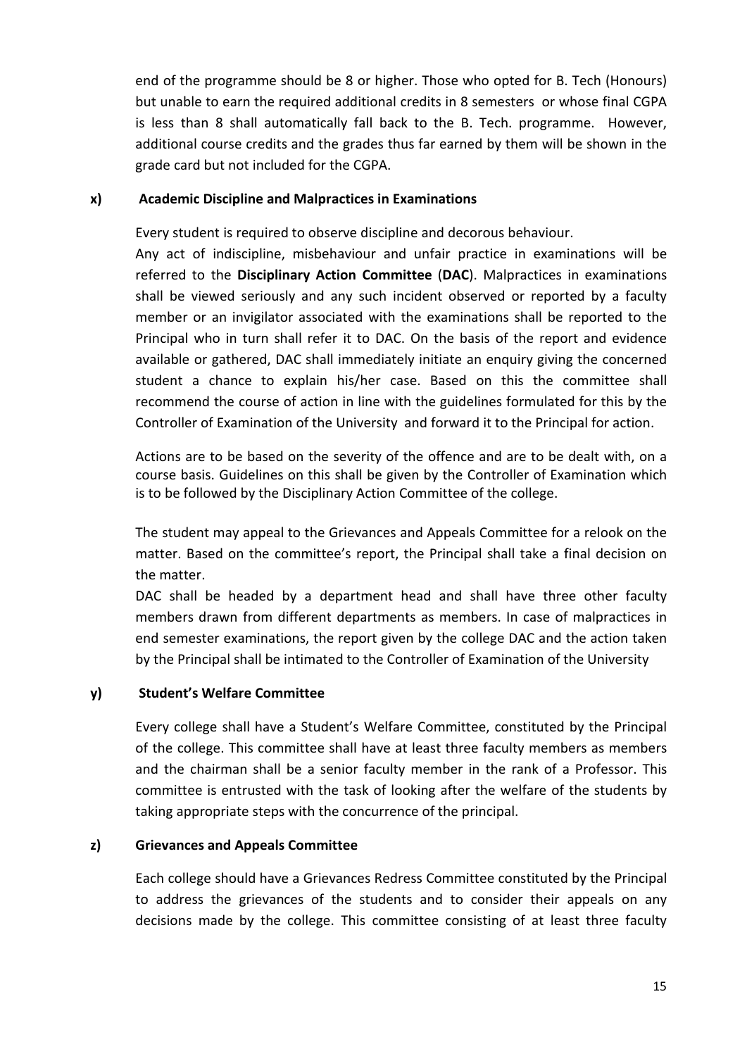end of the programme should be 8 or higher. Those who opted for B. Tech (Honours) but unable to earn the required additional credits in 8 semesters or whose final CGPA is less than 8 shall automatically fall back to the B. Tech. programme. However, additional course credits and the grades thus far earned by them will be shown in the grade card but not included for the CGPA.

**x) Academic Discipline and Malpractices in Examinations**

Every student is required to observe discipline and decorous behaviour.

Any act of indiscipline, misbehaviour and unfair practice in examinations will be referred to the **Disciplinary Action Committee** (**DAC**). Malpractices in examinations shall be viewed seriously and any such incident observed or reported by a faculty member or an invigilator associated with the examinations shall be reported to the Principal who in turn shall refer it to DAC. On the basis of the report and evidence available or gathered, DAC shall immediately initiate an enquiry giving the concerned student a chance to explain his/her case. Based on this the committee shall recommend the course of action in line with the guidelines formulated for this by the Controller of Examination of the University and forward it to the Principal for action.

Actions are to be based on the severity of the offence and are to be dealt with, on a course basis. Guidelines on this shall be given by the Controller of Examination which is to be followed by the Disciplinary Action Committee of the college.

The student may appeal to the Grievances and Appeals Committee for a relook on the matter. Based on the committee's report, the Principal shall take a final decision on the matter.

DAC shall be headed by a department head and shall have three other faculty members drawn from different departments as members. In case of malpractices in end semester examinations, the report given by the college DAC and the action taken by the Principal shall be intimated to the Controller of Examination of the University

**y) Student's Welfare Committee**

Every college shall have a Student's Welfare Committee, constituted by the Principal of the college. This committee shall have at least three faculty members as members and the chairman shall be a senior faculty member in the rank of a Professor. This committee is entrusted with the task of looking after the welfare of the students by taking appropriate steps with the concurrence of the principal.

**z) Grievances and Appeals Committee**

Each college should have a Grievances Redress Committee constituted by the Principal to address the grievances of the students and to consider their appeals on any decisions made by the college. This committee consisting of at least three faculty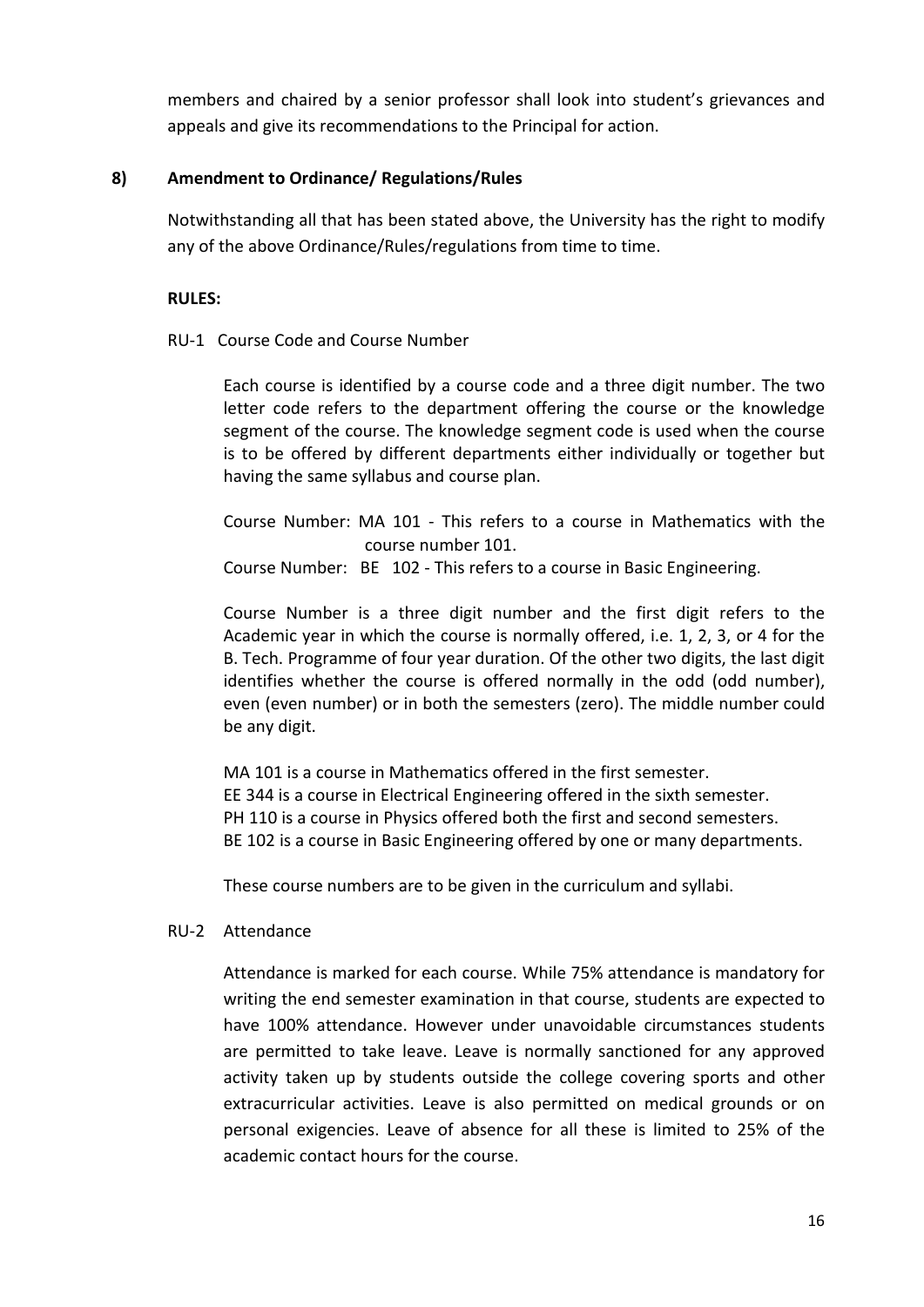members and chaired by a senior professor shall look into student's grievances and appeals and give its recommendations to the Principal for action.

**8) Amendment to Ordinance/ Regulations/Rules**

Notwithstanding all that has been stated above, the University has the right to modify any of the above Ordinance/Rules/regulations from time to time.

**RULES:**

RU-1 Course Code and Course Number

Each course is identified by a course code and a three digit number. The two letter code refers to the department offering the course or the knowledge segment of the course. The knowledge segment code is used when the course is to be offered by different departments either individually or together but having the same syllabus and course plan.

Course Number: MA 101 - This refers to a course in Mathematics with the course number 101.
Course Number: BE 102 - This refers to a course in Basic Engineering.

Course Number is a three digit number and the first digit refers to the Academic year in which the course is normally offered, i.e. 1, 2, 3, or 4 for the B. Tech. Programme of four year duration. Of the other two digits, the last digit identifies whether the course is offered normally in the odd (odd number), even (even number) or in both the semesters (zero). The middle number could be any digit.

MA 101 is a course in Mathematics offered in the first semester.
EE 344 is a course in Electrical Engineering offered in the sixth semester.
PH 110 is a course in Physics offered both the first and second semesters.
BE 102 is a course in Basic Engineering offered by one or many departments.

These course numbers are to be given in the curriculum and syllabi.

RU-2 Attendance

Attendance is marked for each course. While 75% attendance is mandatory for writing the end semester examination in that course, students are expected to have 100% attendance. However under unavoidable circumstances students are permitted to take leave. Leave is normally sanctioned for any approved activity taken up by students outside the college covering sports and other extracurricular activities. Leave is also permitted on medical grounds or on personal exigencies. Leave of absence for all these is limited to 25% of the academic contact hours for the course.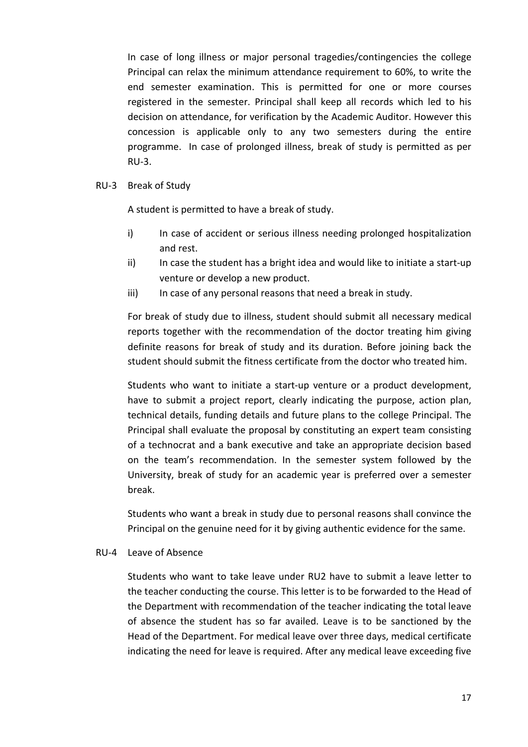In case of long illness or major personal tragedies/contingencies the college Principal can relax the minimum attendance requirement to 60%, to write the end semester examination. This is permitted for one or more courses registered in the semester. Principal shall keep all records which led to his decision on attendance, for verification by the Academic Auditor. However this concession is applicable only to any two semesters during the entire programme. In case of prolonged illness, break of study is permitted as per RU-3.

### RU-3 Break of Study

A student is permitted to have a break of study.

i) In case of accident or serious illness needing prolonged hospitalization and rest.

ii) In case the student has a bright idea and would like to initiate a start-up venture or develop a new product.

iii) In case of any personal reasons that need a break in study.

For break of study due to illness, student should submit all necessary medical reports together with the recommendation of the doctor treating him giving definite reasons for break of study and its duration. Before joining back the student should submit the fitness certificate from the doctor who treated him.

Students who want to initiate a start-up venture or a product development, have to submit a project report, clearly indicating the purpose, action plan, technical details, funding details and future plans to the college Principal. The Principal shall evaluate the proposal by constituting an expert team consisting of a technocrat and a bank executive and take an appropriate decision based on the team's recommendation. In the semester system followed by the University, break of study for an academic year is preferred over a semester break.

Students who want a break in study due to personal reasons shall convince the Principal on the genuine need for it by giving authentic evidence for the same.

### RU-4 Leave of Absence

Students who want to take leave under RU2 have to submit a leave letter to the teacher conducting the course. This letter is to be forwarded to the Head of the Department with recommendation of the teacher indicating the total leave of absence the student has so far availed. Leave is to be sanctioned by the Head of the Department. For medical leave over three days, medical certificate indicating the need for leave is required. After any medical leave exceeding five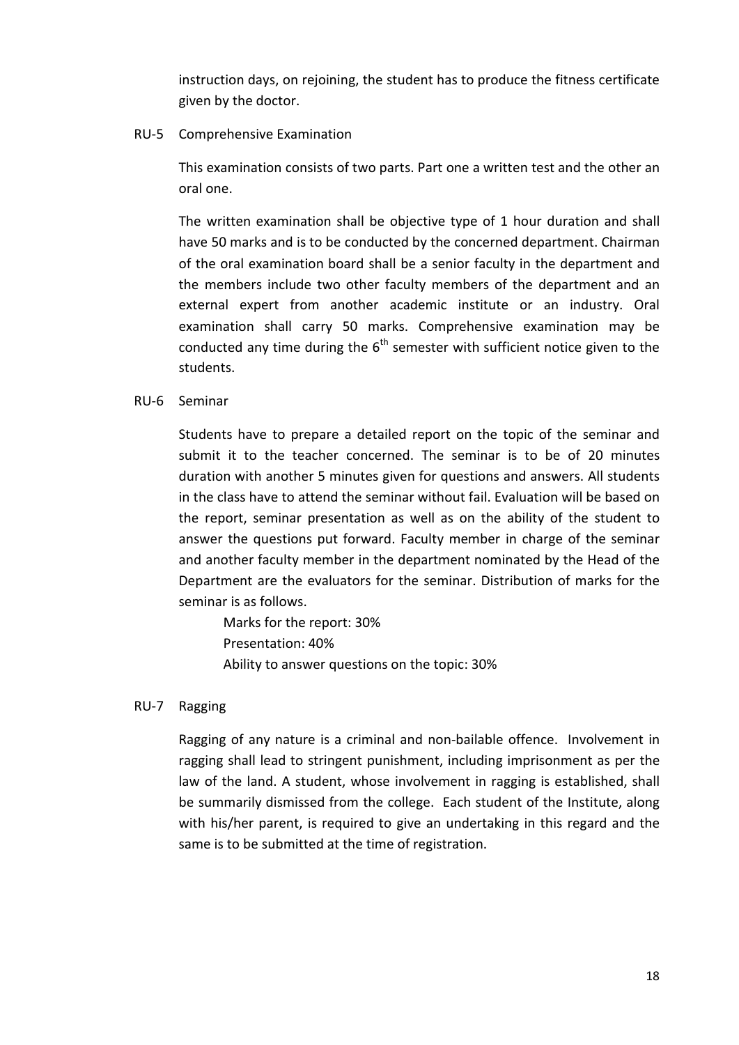instruction days, on rejoining, the student has to produce the fitness certificate given by the doctor.

### RU-5 Comprehensive Examination

This examination consists of two parts. Part one a written test and the other an oral one.

The written examination shall be objective type of 1 hour duration and shall have 50 marks and is to be conducted by the concerned department. Chairman of the oral examination board shall be a senior faculty in the department and the members include two other faculty members of the department and an external expert from another academic institute or an industry. Oral examination shall carry 50 marks. Comprehensive examination may be conducted any time during the 6th semester with sufficient notice given to the students.

### RU-6 Seminar

Students have to prepare a detailed report on the topic of the seminar and submit it to the teacher concerned. The seminar is to be of 20 minutes duration with another 5 minutes given for questions and answers. All students in the class have to attend the seminar without fail. Evaluation will be based on the report, seminar presentation as well as on the ability of the student to answer the questions put forward. Faculty member in charge of the seminar and another faculty member in the department nominated by the Head of the Department are the evaluators for the seminar. Distribution of marks for the seminar is as follows.

Marks for the report: 30%
Presentation: 40%
Ability to answer questions on the topic: 30%

### RU-7 Ragging

Ragging of any nature is a criminal and non-bailable offence. Involvement in ragging shall lead to stringent punishment, including imprisonment as per the law of the land. A student, whose involvement in ragging is established, shall be summarily dismissed from the college. Each student of the Institute, along with his/her parent, is required to give an undertaking in this regard and the same is to be submitted at the time of registration.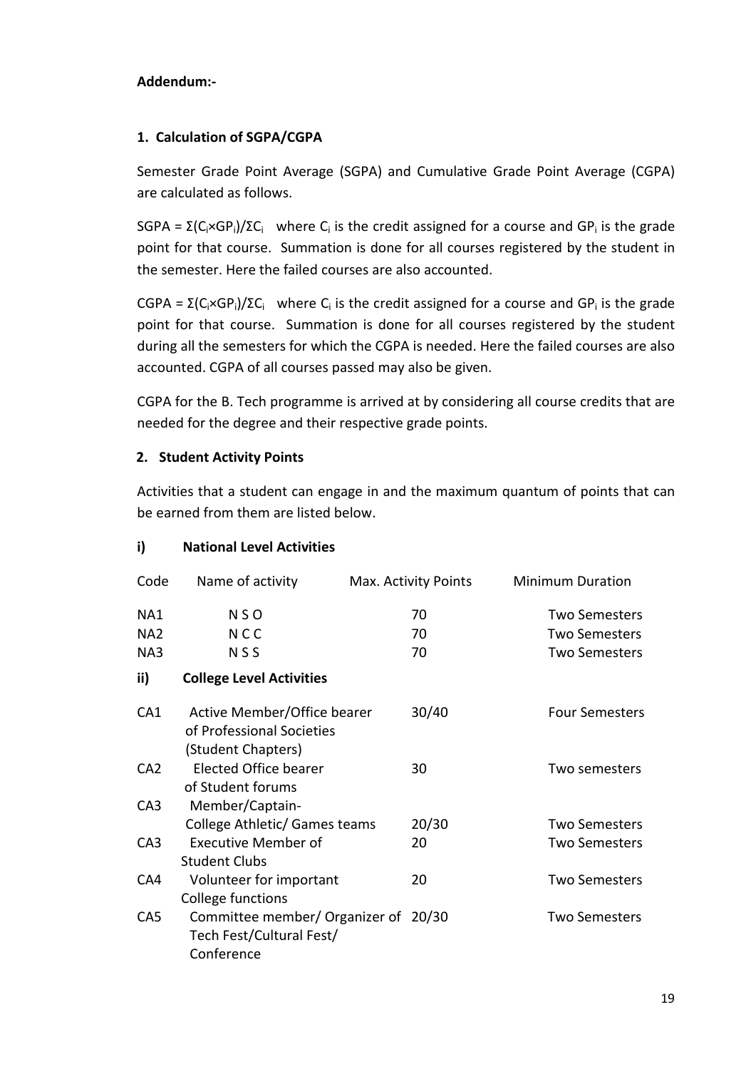**Addendum:-**

## 1. Calculation of SGPA/CGPA

Semester Grade Point Average (SGPA) and Cumulative Grade Point Average (CGPA) are calculated as follows.

SGPA = $\Sigma(C_i \times GP_i)/\Sigma C_i$ where $C_i$ is the credit assigned for a course and $GP_i$ is the grade point for that course. Summation is done for all courses registered by the student in the semester. Here the failed courses are also accounted.

CGPA = $\Sigma(C_i \times GP_i)/\Sigma C_i$ where $C_i$ is the credit assigned for a course and $GP_i$ is the grade point for that course. Summation is done for all courses registered by the student during all the semesters for which the CGPA is needed. Here the failed courses are also accounted. CGPA of all courses passed may also be given.

CGPA for the B. Tech programme is arrived at by considering all course credits that are needed for the degree and their respective grade points.

## 2. Student Activity Points

Activities that a student can engage in and the maximum quantum of points that can be earned from them are listed below.

### i) National Level Activities

| Code | Name of activity | Max. Activity Points | Minimum Duration |
|---|---|---|---|
| NA1 | N S O | 70 | Two Semesters |
| NA2 | N C C | 70 | Two Semesters |
| NA3 | N S S | 70 | Two Semesters |

### ii) College Level Activities

| Code | Name of activity | Max. Activity Points | Minimum Duration |
|---|---|---|---|
| CA1 | Active Member/Office bearer of Professional Societies (Student Chapters) | 30/40 | Four Semesters |
| CA2 | Elected Office bearer of Student forums | 30 | Two semesters |
| CA3 | Member/Captain- College Athletic/ Games teams | 20/30 | Two Semesters |
| CA3 | Executive Member of Student Clubs | 20 | Two Semesters |
| CA4 | Volunteer for important College functions | 20 | Two Semesters |
| CA5 | Committee member/ Organizer of Tech Fest/Cultural Fest/ Conference | 20/30 | Two Semesters |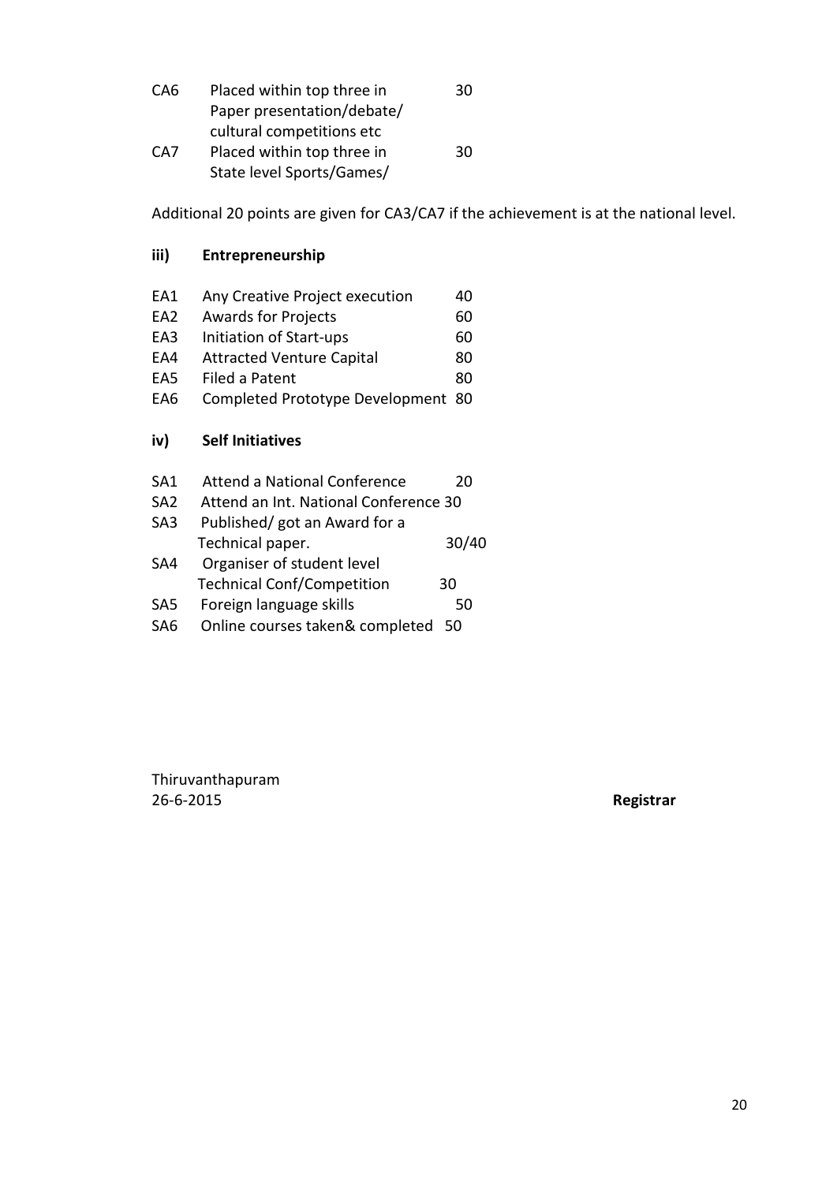| | | |
|---|---|---|
| CA6 | Placed within top three in Paper presentation/debate/ cultural competitions etc | 30 |
| CA7 | Placed within top three in State level Sports/Games/ | 30 |

Additional 20 points are given for CA3/CA7 if the achievement is at the national level.

### iii) Entrepreneurship

| | | |
|---|---|---|
| EA1 | Any Creative Project execution | 40 |
| EA2 | Awards for Projects | 60 |
| EA3 | Initiation of Start-ups | 60 |
| EA4 | Attracted Venture Capital | 80 |
| EA5 | Filed a Patent | 80 |
| EA6 | Completed Prototype Development | 80 |

### iv) Self Initiatives

| | | |
|---|---|---|
| SA1 | Attend a National Conference | 20 |
| SA2 | Attend an Int. National Conference | 30 |
| SA3 | Published/ got an Award for a Technical paper. | 30/40 |
| SA4 | Organiser of student level Technical Conf/Competition | 30 |
| SA5 | Foreign language skills | 50 |
| SA6 | Online courses taken& completed | 50 |

Thiruvanthapuram
26-6-2015

**Registrar**